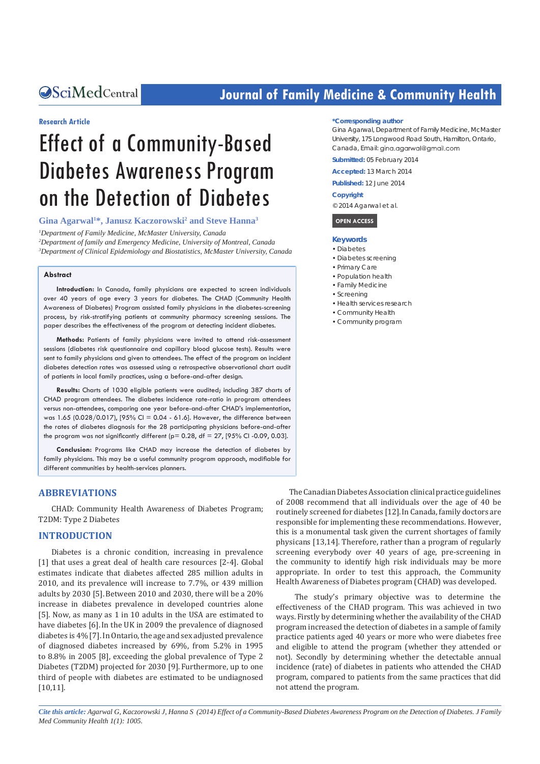Research Article

# Effect of a Community-Based Diabetes Awareness Program on the Detection of Diabetes

**Gina Agarwal[1]*, Janusz Kaczorowski[2] and Steve Hanna[3]**

[1]*Department of Family Medicine, McMaster University, Canada*
[2]*Department of family and Emergency Medicine, University of Montreal, Canada*
[3]*Department of Clinical Epidemiology and Biostatistics, McMaster University, Canada*

**\*Corresponding author**
Gina Agarwal, Department of Family Medicine, McMaster University, 175 Longwood Road South, Hamilton, Ontario, Canada, Email: gina.agarwal@gmail.com

**Submitted:** 05 February 2014
**Accepted:** 13 March 2014
**Published:** 12 June 2014

**Copyright**
© 2014 Agarwal et al.

OPEN ACCESS

**Keywords**
- Diabetes
- Diabetes screening
- Primary Care
- Population health
- Family Medicine
- Screening
- Health services research
- Community Health
- Community program

## Abstract

**Introduction:** In Canada, family physicians are expected to screen individuals over 40 years of age every 3 years for diabetes. The CHAD (Community Health Awareness of Diabetes) Program assisted family physicians in the diabetes-screening process, by risk-stratifying patients at community pharmacy screening sessions. The paper describes the effectiveness of the program at detecting incident diabetes.

**Methods:** Patients of family physicians were invited to attend risk-assessment sessions (diabetes risk questionnaire and capillary blood glucose tests). Results were sent to family physicians and given to attendees. The effect of the program on incident diabetes detection rates was assessed using a retrospective observational chart audit of patients in local family practices, using a before-and-after design.

**Results:** Charts of 1030 eligible patients were audited; including 387 charts of CHAD program attendees. The diabetes incidence rate-ratio in program attendees versus non-attendees, comparing one year before-and-after CHAD's implementation, was 1.65 (0.028/0.017), [95% CI = 0.04 - 61.6]. However, the difference between the rates of diabetes diagnosis for the 28 participating physicians before-and-after the program was not significantly different (p= 0.28, df = 27, [95% CI -0.09, 0.03].

**Conclusion:** Programs like CHAD may increase the detection of diabetes by family physicians. This may be a useful community program approach, modifiable for different communities by health-services planners.

## ABBREVIATIONS

CHAD: Community Health Awareness of Diabetes Program; T2DM: Type 2 Diabetes

## INTRODUCTION

Diabetes is a chronic condition, increasing in prevalence [1] that uses a great deal of health care resources [2-4]. Global estimates indicate that diabetes affected 285 million adults in 2010, and its prevalence will increase to 7.7%, or 439 million adults by 2030 [5]. Between 2010 and 2030, there will be a 20% increase in diabetes prevalence in developed countries alone [5]. Now, as many as 1 in 10 adults in the USA are estimated to have diabetes [6]. In the UK in 2009 the prevalence of diagnosed diabetes is 4% [7]. In Ontario, the age and sex adjusted prevalence of diagnosed diabetes increased by 69%, from 5.2% in 1995 to 8.8% in 2005 [8], exceeding the global prevalence of Type 2 Diabetes (T2DM) projected for 2030 [9]. Furthermore, up to one third of people with diabetes are estimated to be undiagnosed [10,11].

The Canadian Diabetes Association clinical practice guidelines of 2008 recommend that all individuals over the age of 40 be routinely screened for diabetes [12]. In Canada, family doctors are responsible for implementing these recommendations. However, this is a monumental task given the current shortages of family physicans [13,14]. Therefore, rather than a program of regularly screening everybody over 40 years of age, pre-screening in the community to identify high risk individuals may be more appropriate. In order to test this approach, the Community Health Awareness of Diabetes program (CHAD) was developed.

The study's primary objective was to determine the effectiveness of the CHAD program. This was achieved in two ways. Firstly by determining whether the availability of the CHAD program increased the detection of diabetes in a sample of family practice patients aged 40 years or more who were diabetes free and eligible to attend the program (whether they attended or not). Secondly by determining whether the detectable annual incidence (rate) of diabetes in patients who attended the CHAD program, compared to patients from the same practices that did not attend the program.

*Cite this article: Agarwal G, Kaczorowski J, Hanna S (2014) Effect of a Community-Based Diabetes Awareness Program on the Detection of Diabetes. J Family Med Community Health 1(1): 1005.*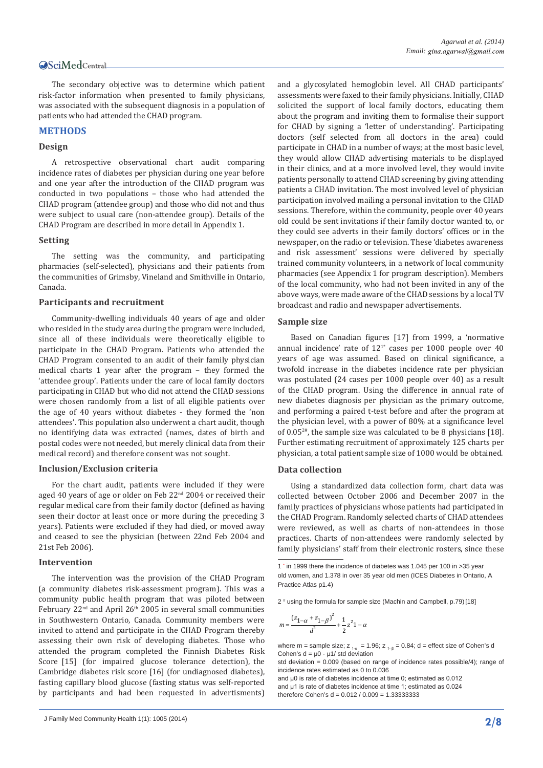The secondary objective was to determine which patient risk-factor information when presented to family physicians, was associated with the subsequent diagnosis in a population of patients who had attended the CHAD program.

## METHODS

### Design

A retrospective observational chart audit comparing incidence rates of diabetes per physician during one year before and one year after the introduction of the CHAD program was conducted in two populations – those who had attended the CHAD program (attendee group) and those who did not and thus were subject to usual care (non-attendee group). Details of the CHAD Program are described in more detail in Appendix 1.

### Setting

The setting was the community, and participating pharmacies (self-selected), physicians and their patients from the communities of Grimsby, Vineland and Smithville in Ontario, Canada.

### Participants and recruitment

Community-dwelling individuals 40 years of age and older who resided in the study area during the program were included, since all of these individuals were theoretically eligible to participate in the CHAD Program. Patients who attended the CHAD Program consented to an audit of their family physician medical charts 1 year after the program – they formed the 'attendee group'. Patients under the care of local family doctors participating in CHAD but who did not attend the CHAD sessions were chosen randomly from a list of all eligible patients over the age of 40 years without diabetes - they formed the 'non attendees'. This population also underwent a chart audit, though no identifying data was extracted (names, dates of birth and postal codes were not needed, but merely clinical data from their medical record) and therefore consent was not sought.

### Inclusion/Exclusion criteria

For the chart audit, patients were included if they were aged 40 years of age or older on Feb 22nd 2004 or received their regular medical care from their family doctor (defined as having seen their doctor at least once or more during the preceding 3 years). Patients were excluded if they had died, or moved away and ceased to see the physician (between 22nd Feb 2004 and 21st Feb 2006).

### Intervention

The intervention was the provision of the CHAD Program (a community diabetes risk-assessment program). This was a community public health program that was piloted between February 22nd and April 26th 2005 in several small communities in Southwestern Ontario, Canada. Community members were invited to attend and participate in the CHAD Program thereby assessing their own risk of developing diabetes. Those who attended the program completed the Finnish Diabetes Risk Score [15] (for impaired glucose tolerance detection), the Cambridge diabetes risk score [16] (for undiagnosed diabetes), fasting capillary blood glucose (fasting status was self-reported by participants and had been requested in advertisments) and a glycosylated hemoglobin level. All CHAD participants' assessments were faxed to their family physicians. Initially, CHAD solicited the support of local family doctors, educating them about the program and inviting them to formalise their support for CHAD by signing a 'letter of understanding'. Participating doctors (self selected from all doctors in the area) could participate in CHAD in a number of ways; at the most basic level, they would allow CHAD advertising materials to be displayed in their clinics, and at a more involved level, they would invite patients personally to attend CHAD screening by giving attending patients a CHAD invitation. The most involved level of physician participation involved mailing a personal invitation to the CHAD sessions. Therefore, within the community, people over 40 years old could be sent invitations if their family doctor wanted to, or they could see adverts in their family doctors' offices or in the newspaper, on the radio or television. These 'diabetes awareness and risk assessment' sessions were delivered by specially trained community volunteers, in a network of local community pharmacies (see Appendix 1 for program description). Members of the local community, who had not been invited in any of the above ways, were made aware of the CHAD sessions by a local TV broadcast and radio and newspaper advertisements.

### Sample size

Based on Canadian figures [17] from 1999, a 'normative annual incidence' rate of 12[1*] cases per 1000 people over 40 years of age was assumed. Based on clinical significance, a twofold increase in the diabetes incidence rate per physician was postulated (24 cases per 1000 people over 40) as a result of the CHAD program. Using the difference in annual rate of new diabetes diagnosis per physician as the primary outcome, and performing a paired t-test before and after the program at the physician level, with a power of 80% at a significance level of 0.05[2#], the sample size was calculated to be 8 physicians [18]. Further estimating recruitment of approximately 125 charts per physician, a total patient sample size of 1000 would be obtained.

### Data collection

Using a standardized data collection form, chart data was collected between October 2006 and December 2007 in the family practices of physicians whose patients had participated in the CHAD Program. Randomly selected charts of CHAD attendees were reviewed, as well as charts of non-attendees in those practices. Charts of non-attendees were randomly selected by family physicians' staff from their electronic rosters, since these

---

1 * in 1999 there the incidence of diabetes was 1.045 per 100 in >35 year old women, and 1.378 in over 35 year old men (ICES Diabetes in Ontario, A Practice Atlas p1.4)

2 # using the formula for sample size (Machin and Campbell, p.79) [18]

$$m = \frac{(z_{1-\alpha} + z_{1-\beta})^2}{d^2} + \frac{1}{2} z^2 1 - \alpha$$

where m = sample size; $z_{1-\alpha} = 1.96$; $z_{1-\beta} = 0.84$; d = effect size of Cohen's d

Cohen's d = μ0 - μ1/ std deviation

std deviation = 0.009 (based on range of incidence rates possible/4); range of incidence rates estimated as 0 to 0.036

and μ0 is rate of diabetes incidence at time 0; estimated as 0.012

and μ1 is rate of diabetes incidence at time 1; estimated as 0.024

therefore Cohen's d = 0.012 / 0.009 = 1.33333333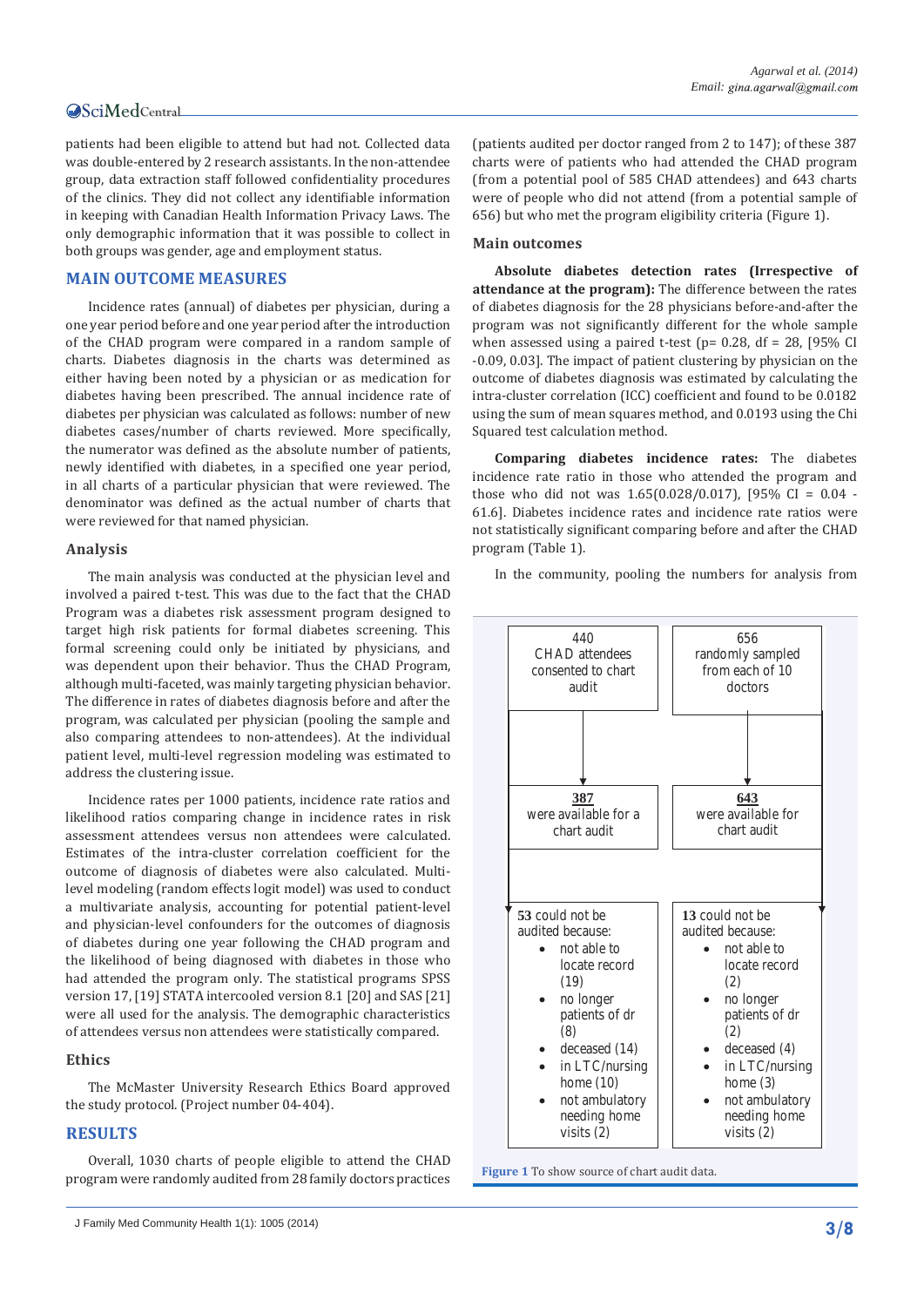patients had been eligible to attend but had not. Collected data was double-entered by 2 research assistants. In the non-attendee group, data extraction staff followed confidentiality procedures of the clinics. They did not collect any identifiable information in keeping with Canadian Health Information Privacy Laws. The only demographic information that it was possible to collect in both groups was gender, age and employment status.

## MAIN OUTCOME MEASURES

Incidence rates (annual) of diabetes per physician, during a one year period before and one year period after the introduction of the CHAD program were compared in a random sample of charts. Diabetes diagnosis in the charts was determined as either having been noted by a physician or as medication for diabetes having been prescribed. The annual incidence rate of diabetes per physician was calculated as follows: number of new diabetes cases/number of charts reviewed. More specifically, the numerator was defined as the absolute number of patients, newly identified with diabetes, in a specified one year period, in all charts of a particular physician that were reviewed. The denominator was defined as the actual number of charts that were reviewed for that named physician.

### Analysis

The main analysis was conducted at the physician level and involved a paired t-test. This was due to the fact that the CHAD Program was a diabetes risk assessment program designed to target high risk patients for formal diabetes screening. This formal screening could only be initiated by physicians, and was dependent upon their behavior. Thus the CHAD Program, although multi-faceted, was mainly targeting physician behavior. The difference in rates of diabetes diagnosis before and after the program, was calculated per physician (pooling the sample and also comparing attendees to non-attendees). At the individual patient level, multi-level regression modeling was estimated to address the clustering issue.

Incidence rates per 1000 patients, incidence rate ratios and likelihood ratios comparing change in incidence rates in risk assessment attendees versus non attendees were calculated. Estimates of the intra-cluster correlation coefficient for the outcome of diagnosis of diabetes were also calculated. Multi-level modeling (random effects logit model) was used to conduct a multivariate analysis, accounting for potential patient-level and physician-level confounders for the outcomes of diagnosis of diabetes during one year following the CHAD program and the likelihood of being diagnosed with diabetes in those who had attended the program only. The statistical programs SPSS version 17, [19] STATA intercooled version 8.1 [20] and SAS [21] were all used for the analysis. The demographic characteristics of attendees versus non attendees were statistically compared.

### Ethics

The McMaster University Research Ethics Board approved the study protocol. (Project number 04-404).

## RESULTS

Overall, 1030 charts of people eligible to attend the CHAD program were randomly audited from 28 family doctors practices (patients audited per doctor ranged from 2 to 147); of these 387 charts were of patients who had attended the CHAD program (from a potential pool of 585 CHAD attendees) and 643 charts were of people who did not attend (from a potential sample of 656) but who met the program eligibility criteria (Figure 1).

### Main outcomes

**Absolute diabetes detection rates (Irrespective of attendance at the program):** The difference between the rates of diabetes diagnosis for the 28 physicians before-and-after the program was not significantly different for the whole sample when assessed using a paired t-test (p= 0.28, df = 28, [95% CI -0.09, 0.03]. The impact of patient clustering by physician on the outcome of diabetes diagnosis was estimated by calculating the intra-cluster correlation (ICC) coefficient and found to be 0.0182 using the sum of mean squares method, and 0.0193 using the Chi Squared test calculation method.

**Comparing diabetes incidence rates:** The diabetes incidence rate ratio in those who attended the program and those who did not was 1.65(0.028/0.017), [95% CI = 0.04 - 61.6]. Diabetes incidence rates and incidence rate ratios were not statistically significant comparing before and after the CHAD program (Table 1).

In the community, pooling the numbers for analysis from

| 440 CHAD attendees consented to chart audit | 656 randomly sampled from each of 10 doctors |
|---|---|
| **387** were available for a chart audit | **643** were available for chart audit |
| **53** could not be audited because: not able to locate record (19); no longer patients of dr (8); deceased (14); in LTC/nursing home (10); not ambulatory needing home visits (2) | **13** could not be audited because: not able to locate record (2); no longer patients of dr (2); deceased (4); in LTC/nursing home (3); not ambulatory needing home visits (2) |

**Figure 1** To show source of chart audit data.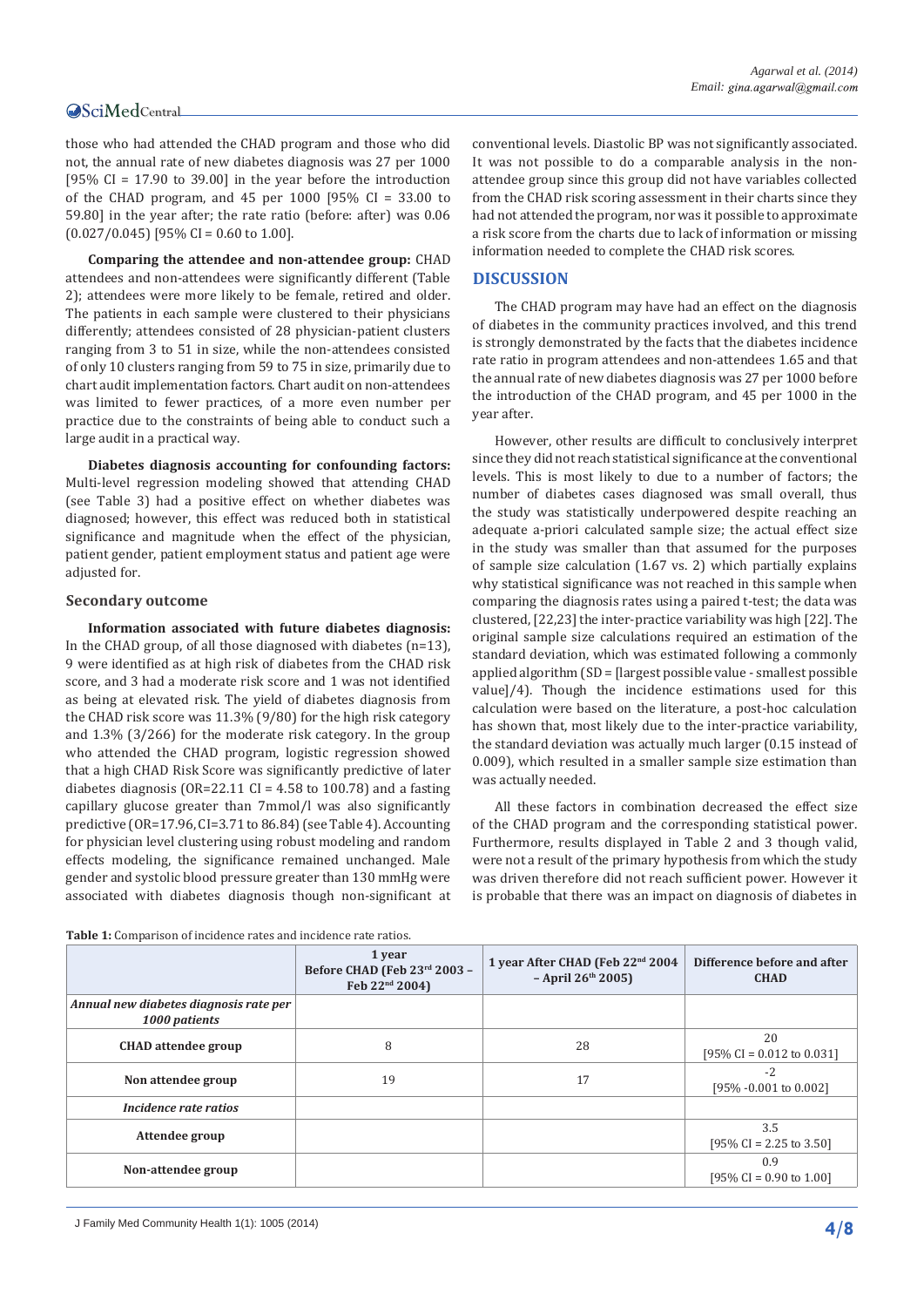those who had attended the CHAD program and those who did not, the annual rate of new diabetes diagnosis was 27 per 1000 [95% CI = 17.90 to 39.00] in the year before the introduction of the CHAD program, and 45 per 1000 [95% CI = 33.00 to 59.80] in the year after; the rate ratio (before: after) was 0.06 (0.027/0.045) [95% CI = 0.60 to 1.00].

**Comparing the attendee and non-attendee group:** CHAD attendees and non-attendees were significantly different (Table 2); attendees were more likely to be female, retired and older. The patients in each sample were clustered to their physicians differently; attendees consisted of 28 physician-patient clusters ranging from 3 to 51 in size, while the non-attendees consisted of only 10 clusters ranging from 59 to 75 in size, primarily due to chart audit implementation factors. Chart audit on non-attendees was limited to fewer practices, of a more even number per practice due to the constraints of being able to conduct such a large audit in a practical way.

**Diabetes diagnosis accounting for confounding factors:** Multi-level regression modeling showed that attending CHAD (see Table 3) had a positive effect on whether diabetes was diagnosed; however, this effect was reduced both in statistical significance and magnitude when the effect of the physician, patient gender, patient employment status and patient age were adjusted for.

### Secondary outcome

**Information associated with future diabetes diagnosis:** In the CHAD group, of all those diagnosed with diabetes (n=13), 9 were identified as at high risk of diabetes from the CHAD risk score, and 3 had a moderate risk score and 1 was not identified as being at elevated risk. The yield of diabetes diagnosis from the CHAD risk score was 11.3% (9/80) for the high risk category and 1.3% (3/266) for the moderate risk category. In the group who attended the CHAD program, logistic regression showed that a high CHAD Risk Score was significantly predictive of later diabetes diagnosis (OR=22.11 CI = 4.58 to 100.78) and a fasting capillary glucose greater than 7mmol/l was also significantly predictive (OR=17.96, CI=3.71 to 86.84) (see Table 4). Accounting for physician level clustering using robust modeling and random effects modeling, the significance remained unchanged. Male gender and systolic blood pressure greater than 130 mmHg were associated with diabetes diagnosis though non-significant at conventional levels. Diastolic BP was not significantly associated. It was not possible to do a comparable analysis in the non-attendee group since this group did not have variables collected from the CHAD risk scoring assessment in their charts since they had not attended the program, nor was it possible to approximate a risk score from the charts due to lack of information or missing information needed to complete the CHAD risk scores.

## DISCUSSION

The CHAD program may have had an effect on the diagnosis of diabetes in the community practices involved, and this trend is strongly demonstrated by the facts that the diabetes incidence rate ratio in program attendees and non-attendees 1.65 and that the annual rate of new diabetes diagnosis was 27 per 1000 before the introduction of the CHAD program, and 45 per 1000 in the year after.

However, other results are difficult to conclusively interpret since they did not reach statistical significance at the conventional levels. This is most likely to due to a number of factors; the number of diabetes cases diagnosed was small overall, thus the study was statistically underpowered despite reaching an adequate a-priori calculated sample size; the actual effect size in the study was smaller than that assumed for the purposes of sample size calculation (1.67 vs. 2) which partially explains why statistical significance was not reached in this sample when comparing the diagnosis rates using a paired t-test; the data was clustered, [22,23] the inter-practice variability was high [22]. The original sample size calculations required an estimation of the standard deviation, which was estimated following a commonly applied algorithm (SD = [largest possible value - smallest possible value]/4). Though the incidence estimations used for this calculation were based on the literature, a post-hoc calculation has shown that, most likely due to the inter-practice variability, the standard deviation was actually much larger (0.15 instead of 0.009), which resulted in a smaller sample size estimation than was actually needed.

All these factors in combination decreased the effect size of the CHAD program and the corresponding statistical power. Furthermore, results displayed in Table 2 and 3 though valid, were not a result of the primary hypothesis from which the study was driven therefore did not reach sufficient power. However it is probable that there was an impact on diagnosis of diabetes in

**Table 1:** Comparison of incidence rates and incidence rate ratios.

| | 1 year Before CHAD (Feb 23rd 2003 – Feb 22nd 2004) | 1 year After CHAD (Feb 22nd 2004 – April 26th 2005) | Difference before and after CHAD |
|---|---|---|---|
| *Annual new diabetes diagnosis rate per 1000 patients* | | | |
| CHAD attendee group | 8 | 28 | 20 [95% CI = 0.012 to 0.031] |
| Non attendee group | 19 | 17 | -2 [95% -0.001 to 0.002] |
| *Incidence rate ratios* | | | |
| Attendee group | | | 3.5 [95% CI = 2.25 to 3.50] |
| Non-attendee group | | | 0.9 [95% CI = 0.90 to 1.00] |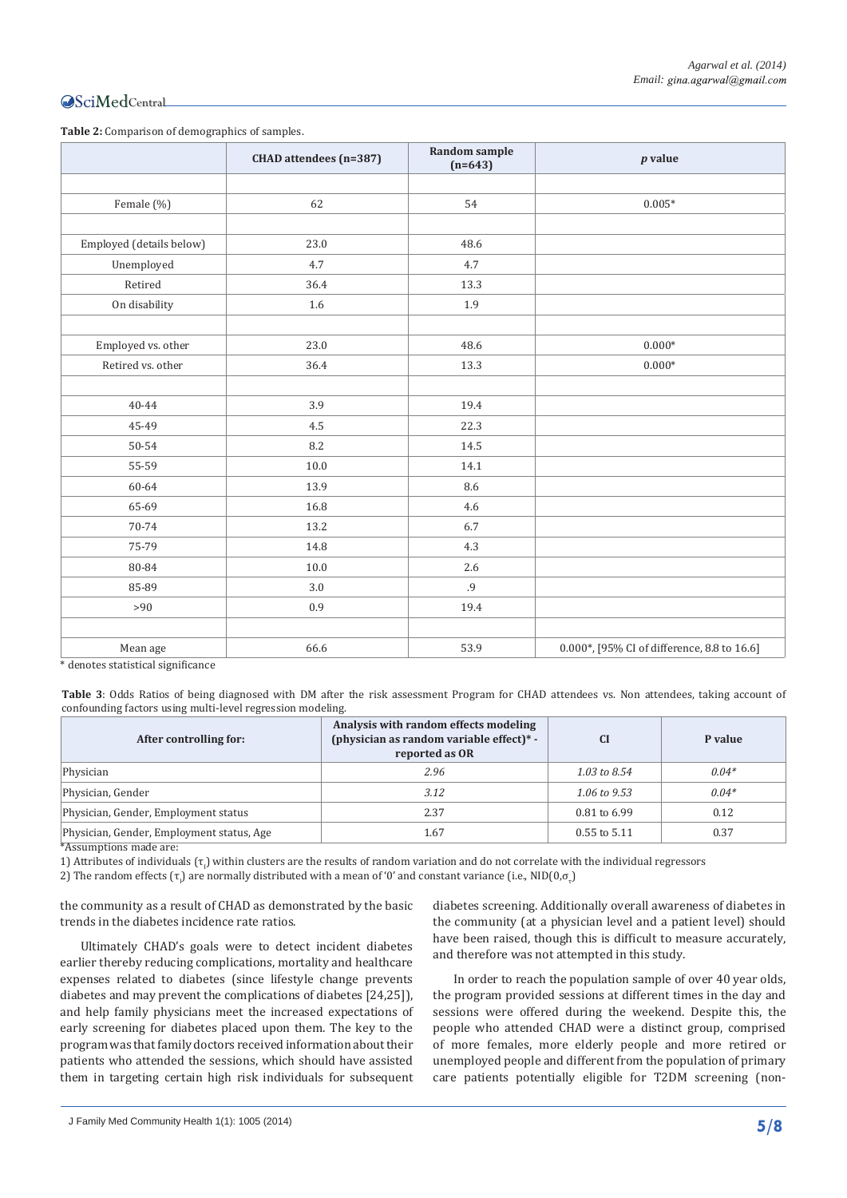**Table 2:** Comparison of demographics of samples.

| | CHAD attendees (n=387) | Random sample (n=643) | *p* value |
|---|---|---|---|
| | | | |
| Female (%) | 62 | 54 | 0.005* |
| | | | |
| Employed (details below) | 23.0 | 48.6 | |
| Unemployed | 4.7 | 4.7 | |
| Retired | 36.4 | 13.3 | |
| On disability | 1.6 | 1.9 | |
| | | | |
| Employed vs. other | 23.0 | 48.6 | 0.000* |
| Retired vs. other | 36.4 | 13.3 | 0.000* |
| | | | |
| 40-44 | 3.9 | 19.4 | |
| 45-49 | 4.5 | 22.3 | |
| 50-54 | 8.2 | 14.5 | |
| 55-59 | 10.0 | 14.1 | |
| 60-64 | 13.9 | 8.6 | |
| 65-69 | 16.8 | 4.6 | |
| 70-74 | 13.2 | 6.7 | |
| 75-79 | 14.8 | 4.3 | |
| 80-84 | 10.0 | 2.6 | |
| 85-89 | 3.0 | .9 | |
| >90 | 0.9 | 19.4 | |
| | | | |
| Mean age | 66.6 | 53.9 | 0.000*, [95% CI of difference, 8.8 to 16.6] |

* denotes statistical significance

**Table 3**: Odds Ratios of being diagnosed with DM after the risk assessment Program for CHAD attendees vs. Non attendees, taking account of confounding factors using multi-level regression modeling.

| After controlling for: | Analysis with random effects modeling (physician as random variable effect)* - reported as OR | CI | P value |
|---|---|---|---|
| Physician | *2.96* | *1.03 to 8.54* | *0.04** |
| Physician, Gender | *3.12* | *1.06 to 9.53* | *0.04** |
| Physician, Gender, Employment status | 2.37 | 0.81 to 6.99 | 0.12 |
| Physician, Gender, Employment status, Age | 1.67 | 0.55 to 5.11 | 0.37 |

*Assumptions made are:

1) Attributes of individuals ($\tau_j$) within clusters are the results of random variation and do not correlate with the individual regressors

2) The random effects ($\tau_j$) are normally distributed with a mean of '0' and constant variance (i.e., NID($0,\sigma_\tau$))

the community as a result of CHAD as demonstrated by the basic trends in the diabetes incidence rate ratios.

Ultimately CHAD's goals were to detect incident diabetes earlier thereby reducing complications, mortality and healthcare expenses related to diabetes (since lifestyle change prevents diabetes and may prevent the complications of diabetes [24,25]), and help family physicians meet the increased expectations of early screening for diabetes placed upon them. The key to the program was that family doctors received information about their patients who attended the sessions, which should have assisted them in targeting certain high risk individuals for subsequent diabetes screening. Additionally overall awareness of diabetes in the community (at a physician level and a patient level) should have been raised, though this is difficult to measure accurately, and therefore was not attempted in this study.

In order to reach the population sample of over 40 year olds, the program provided sessions at different times in the day and sessions were offered during the weekend. Despite this, the people who attended CHAD were a distinct group, comprised of more females, more elderly people and more retired or unemployed people and different from the population of primary care patients potentially eligible for T2DM screening (non-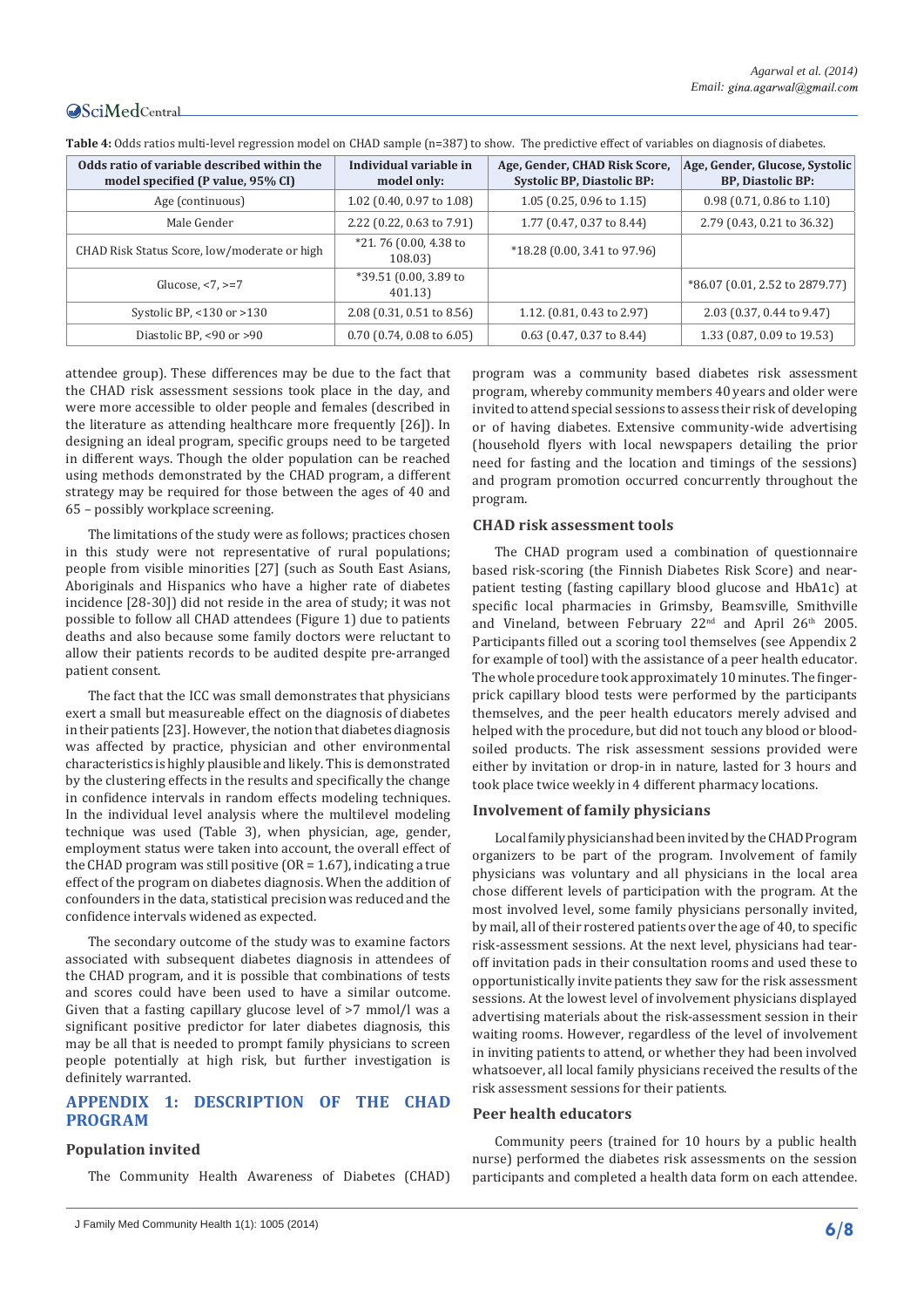**Table 4:** Odds ratios multi-level regression model on CHAD sample (n=387) to show. The predictive effect of variables on diagnosis of diabetes.

| Odds ratio of variable described within the model specified (P value, 95% CI) | Individual variable in model only: | Age, Gender, CHAD Risk Score, Systolic BP, Diastolic BP: | Age, Gender, Glucose, Systolic BP, Diastolic BP: |
|---|---|---|---|
| Age (continuous) | 1.02 (0.40, 0.97 to 1.08) | 1.05 (0.25, 0.96 to 1.15) | 0.98 (0.71, 0.86 to 1.10) |
| Male Gender | 2.22 (0.22, 0.63 to 7.91) | 1.77 (0.47, 0.37 to 8.44) | 2.79 (0.43, 0.21 to 36.32) |
| CHAD Risk Status Score, low/moderate or high | *21. 76 (0.00, 4.38 to 108.03) | *18.28 (0.00, 3.41 to 97.96) | |
| Glucose, <7, >=7 | *39.51 (0.00, 3.89 to 401.13) | | *86.07 (0.01, 2.52 to 2879.77) |
| Systolic BP, <130 or >130 | 2.08 (0.31, 0.51 to 8.56) | 1.12. (0.81, 0.43 to 2.97) | 2.03 (0.37, 0.44 to 9.47) |
| Diastolic BP, <90 or >90 | 0.70 (0.74, 0.08 to 6.05) | 0.63 (0.47, 0.37 to 8.44) | 1.33 (0.87, 0.09 to 19.53) |

attendee group). These differences may be due to the fact that the CHAD risk assessment sessions took place in the day, and were more accessible to older people and females (described in the literature as attending healthcare more frequently [26]). In designing an ideal program, specific groups need to be targeted in different ways. Though the older population can be reached using methods demonstrated by the CHAD program, a different strategy may be required for those between the ages of 40 and 65 – possibly workplace screening.

The limitations of the study were as follows; practices chosen in this study were not representative of rural populations; people from visible minorities [27] (such as South East Asians, Aboriginals and Hispanics who have a higher rate of diabetes incidence [28-30]) did not reside in the area of study; it was not possible to follow all CHAD attendees (Figure 1) due to patients deaths and also because some family doctors were reluctant to allow their patients records to be audited despite pre-arranged patient consent.

The fact that the ICC was small demonstrates that physicians exert a small but measureable effect on the diagnosis of diabetes in their patients [23]. However, the notion that diabetes diagnosis was affected by practice, physician and other environmental characteristics is highly plausible and likely. This is demonstrated by the clustering effects in the results and specifically the change in confidence intervals in random effects modeling techniques. In the individual level analysis where the multilevel modeling technique was used (Table 3), when physician, age, gender, employment status were taken into account, the overall effect of the CHAD program was still positive (OR = 1.67), indicating a true effect of the program on diabetes diagnosis. When the addition of confounders in the data, statistical precision was reduced and the confidence intervals widened as expected.

The secondary outcome of the study was to examine factors associated with subsequent diabetes diagnosis in attendees of the CHAD program, and it is possible that combinations of tests and scores could have been used to have a similar outcome. Given that a fasting capillary glucose level of >7 mmol/l was a significant positive predictor for later diabetes diagnosis, this may be all that is needed to prompt family physicians to screen people potentially at high risk, but further investigation is definitely warranted.

## APPENDIX 1: DESCRIPTION OF THE CHAD PROGRAM

### Population invited

The Community Health Awareness of Diabetes (CHAD) program was a community based diabetes risk assessment program, whereby community members 40 years and older were invited to attend special sessions to assess their risk of developing or of having diabetes. Extensive community-wide advertising (household flyers with local newspapers detailing the prior need for fasting and the location and timings of the sessions) and program promotion occurred concurrently throughout the program.

### CHAD risk assessment tools

The CHAD program used a combination of questionnaire based risk-scoring (the Finnish Diabetes Risk Score) and near-patient testing (fasting capillary blood glucose and HbA1c) at specific local pharmacies in Grimsby, Beamsville, Smithville and Vineland, between February 22nd and April 26th 2005. Participants filled out a scoring tool themselves (see Appendix 2 for example of tool) with the assistance of a peer health educator. The whole procedure took approximately 10 minutes. The finger-prick capillary blood tests were performed by the participants themselves, and the peer health educators merely advised and helped with the procedure, but did not touch any blood or blood-soiled products. The risk assessment sessions provided were either by invitation or drop-in in nature, lasted for 3 hours and took place twice weekly in 4 different pharmacy locations.

### Involvement of family physicians

Local family physicians had been invited by the CHAD Program organizers to be part of the program. Involvement of family physicians was voluntary and all physicians in the local area chose different levels of participation with the program. At the most involved level, some family physicians personally invited, by mail, all of their rostered patients over the age of 40, to specific risk-assessment sessions. At the next level, physicians had tear-off invitation pads in their consultation rooms and used these to opportunistically invite patients they saw for the risk assessment sessions. At the lowest level of involvement physicians displayed advertising materials about the risk-assessment session in their waiting rooms. However, regardless of the level of involvement in inviting patients to attend, or whether they had been involved whatsoever, all local family physicians received the results of the risk assessment sessions for their patients.

### Peer health educators

Community peers (trained for 10 hours by a public health nurse) performed the diabetes risk assessments on the session participants and completed a health data form on each attendee.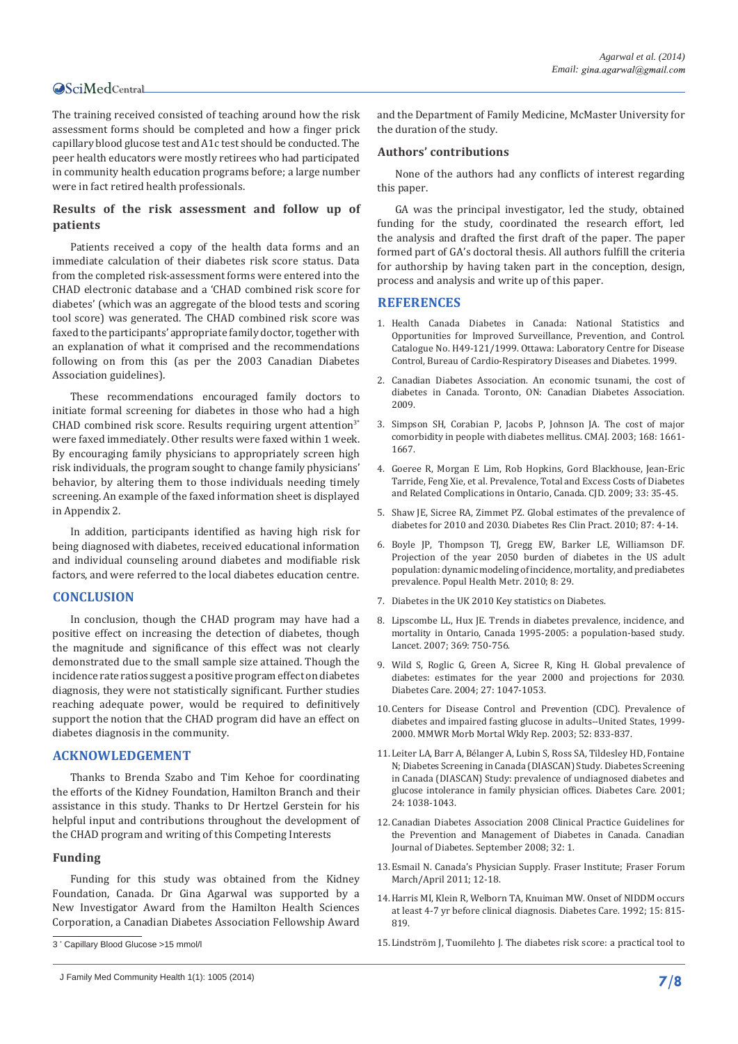The training received consisted of teaching around how the risk assessment forms should be completed and how a finger prick capillary blood glucose test and A1c test should be conducted. The peer health educators were mostly retirees who had participated in community health education programs before; a large number were in fact retired health professionals.

### Results of the risk assessment and follow up of patients

Patients received a copy of the health data forms and an immediate calculation of their diabetes risk score status. Data from the completed risk-assessment forms were entered into the CHAD electronic database and a 'CHAD combined risk score for diabetes' (which was an aggregate of the blood tests and scoring tool score) was generated. The CHAD combined risk score was faxed to the participants' appropriate family doctor, together with an explanation of what it comprised and the recommendations following on from this (as per the 2003 Canadian Diabetes Association guidelines).

These recommendations encouraged family doctors to initiate formal screening for diabetes in those who had a high CHAD combined risk score. Results requiring urgent attention[3*] were faxed immediately. Other results were faxed within 1 week. By encouraging family physicians to appropriately screen high risk individuals, the program sought to change family physicians' behavior, by altering them to those individuals needing timely screening. An example of the faxed information sheet is displayed in Appendix 2.

In addition, participants identified as having high risk for being diagnosed with diabetes, received educational information and individual counseling around diabetes and modifiable risk factors, and were referred to the local diabetes education centre.

## CONCLUSION

In conclusion, though the CHAD program may have had a positive effect on increasing the detection of diabetes, though the magnitude and significance of this effect was not clearly demonstrated due to the small sample size attained. Though the incidence rate ratios suggest a positive program effect on diabetes diagnosis, they were not statistically significant. Further studies reaching adequate power, would be required to definitively support the notion that the CHAD program did have an effect on diabetes diagnosis in the community.

## ACKNOWLEDGEMENT

Thanks to Brenda Szabo and Tim Kehoe for coordinating the efforts of the Kidney Foundation, Hamilton Branch and their assistance in this study. Thanks to Dr Hertzel Gerstein for his helpful input and contributions throughout the development of the CHAD program and writing of this Competing Interests

### Funding

Funding for this study was obtained from the Kidney Foundation, Canada. Dr Gina Agarwal was supported by a New Investigator Award from the Hamilton Health Sciences Corporation, a Canadian Diabetes Association Fellowship Award and the Department of Family Medicine, McMaster University for the duration of the study.

### Authors' contributions

None of the authors had any conflicts of interest regarding this paper.

GA was the principal investigator, led the study, obtained funding for the study, coordinated the research effort, led the analysis and drafted the first draft of the paper. The paper formed part of GA's doctoral thesis. All authors fulfill the criteria for authorship by having taken part in the conception, design, process and analysis and write up of this paper.

## REFERENCES

1. Health Canada Diabetes in Canada: National Statistics and Opportunities for Improved Surveillance, Prevention, and Control. Catalogue No. H49-121/1999. Ottawa: Laboratory Centre for Disease Control, Bureau of Cardio-Respiratory Diseases and Diabetes. 1999.
2. Canadian Diabetes Association. An economic tsunami, the cost of diabetes in Canada. Toronto, ON: Canadian Diabetes Association. 2009.
3. Simpson SH, Corabian P, Jacobs P, Johnson JA. The cost of major comorbidity in people with diabetes mellitus. CMAJ. 2003; 168: 1661-1667.
4. Goeree R, Morgan E Lim, Rob Hopkins, Gord Blackhouse, Jean-Eric Tarride, Feng Xie, et al. Prevalence, Total and Excess Costs of Diabetes and Related Complications in Ontario, Canada. CJD. 2009; 33: 35-45.
5. Shaw JE, Sicree RA, Zimmet PZ. Global estimates of the prevalence of diabetes for 2010 and 2030. Diabetes Res Clin Pract. 2010; 87: 4-14.
6. Boyle JP, Thompson TJ, Gregg EW, Barker LE, Williamson DF. Projection of the year 2050 burden of diabetes in the US adult population: dynamic modeling of incidence, mortality, and prediabetes prevalence. Popul Health Metr. 2010; 8: 29.
7. Diabetes in the UK 2010 Key statistics on Diabetes.
8. Lipscombe LL, Hux JE. Trends in diabetes prevalence, incidence, and mortality in Ontario, Canada 1995-2005: a population-based study. Lancet. 2007; 369: 750-756.
9. Wild S, Roglic G, Green A, Sicree R, King H. Global prevalence of diabetes: estimates for the year 2000 and projections for 2030. Diabetes Care. 2004; 27: 1047-1053.
10. Centers for Disease Control and Prevention (CDC). Prevalence of diabetes and impaired fasting glucose in adults--United States, 1999-2000. MMWR Morb Mortal Wkly Rep. 2003; 52: 833-837.
11. Leiter LA, Barr A, Bélanger A, Lubin S, Ross SA, Tildesley HD, Fontaine N; Diabetes Screening in Canada (DIASCAN) Study. Diabetes Screening in Canada (DIASCAN) Study: prevalence of undiagnosed diabetes and glucose intolerance in family physician offices. Diabetes Care. 2001; 24: 1038-1043.
12. Canadian Diabetes Association 2008 Clinical Practice Guidelines for the Prevention and Management of Diabetes in Canada. Canadian Journal of Diabetes. September 2008; 32: 1.
13. Esmail N. Canada's Physician Supply. Fraser Institute; Fraser Forum March/April 2011; 12-18.
14. Harris MI, Klein R, Welborn TA, Knuiman MW. Onset of NIDDM occurs at least 4-7 yr before clinical diagnosis. Diabetes Care. 1992; 15: 815-819.
15. Lindström J, Tuomilehto J. The diabetes risk score: a practical tool to

[3*] Capillary Blood Glucose >15 mmol/l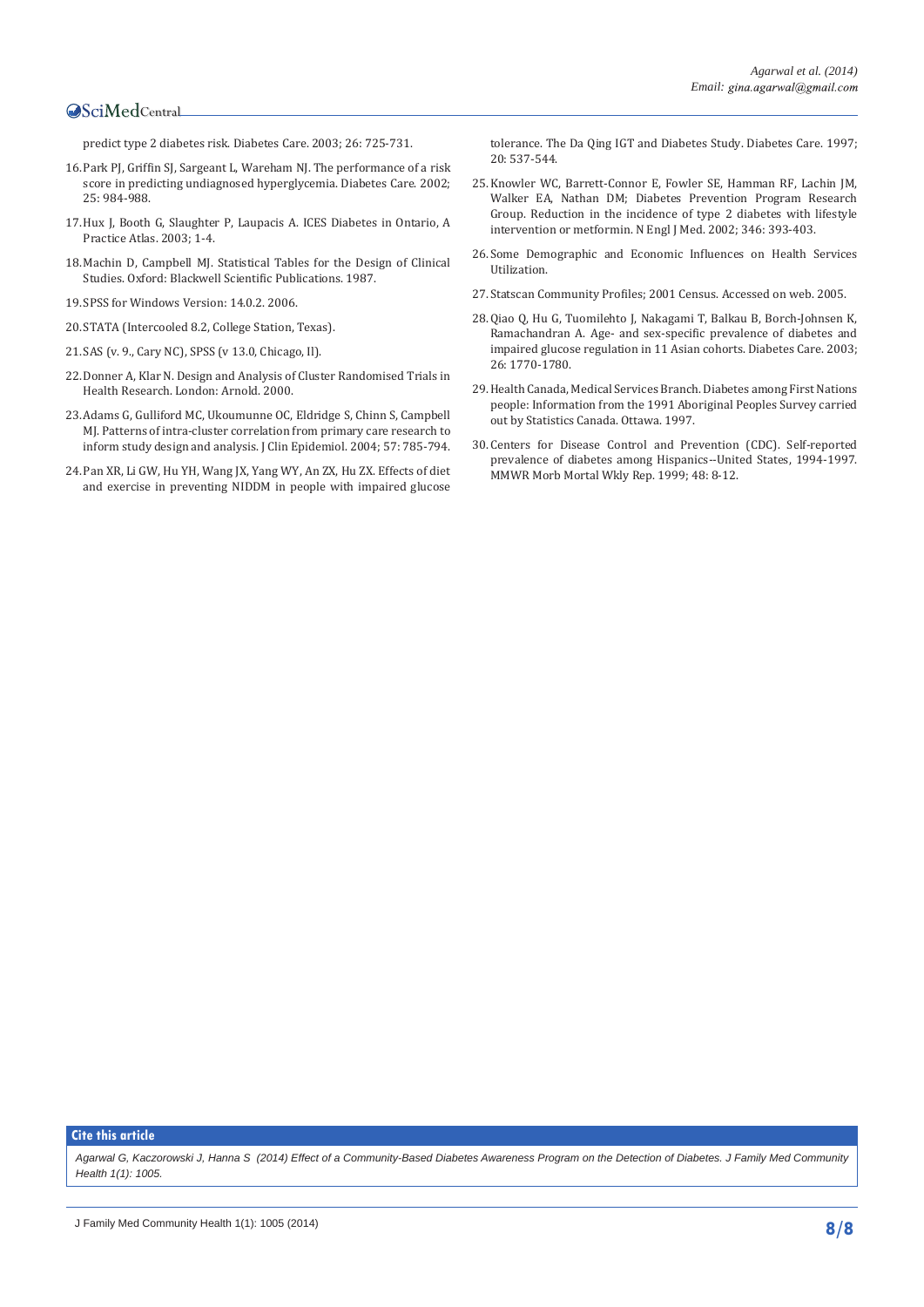predict type 2 diabetes risk. Diabetes Care. 2003; 26: 725-731.

16. Park PJ, Griffin SJ, Sargeant L, Wareham NJ. The performance of a risk score in predicting undiagnosed hyperglycemia. Diabetes Care. 2002; 25: 984-988.

17. Hux J, Booth G, Slaughter P, Laupacis A. ICES Diabetes in Ontario, A Practice Atlas. 2003; 1-4.

18. Machin D, Campbell MJ. Statistical Tables for the Design of Clinical Studies. Oxford: Blackwell Scientific Publications. 1987.

19. SPSS for Windows Version: 14.0.2. 2006.

20. STATA (Intercooled 8.2, College Station, Texas).

21. SAS (v. 9., Cary NC), SPSS (v 13.0, Chicago, Il).

22. Donner A, Klar N. Design and Analysis of Cluster Randomised Trials in Health Research. London: Arnold. 2000.

23. Adams G, Gulliford MC, Ukoumunne OC, Eldridge S, Chinn S, Campbell MJ. Patterns of intra-cluster correlation from primary care research to inform study design and analysis. J Clin Epidemiol. 2004; 57: 785-794.

24. Pan XR, Li GW, Hu YH, Wang JX, Yang WY, An ZX, Hu ZX. Effects of diet and exercise in preventing NIDDM in people with impaired glucose tolerance. The Da Qing IGT and Diabetes Study. Diabetes Care. 1997; 20: 537-544.

25. Knowler WC, Barrett-Connor E, Fowler SE, Hamman RF, Lachin JM, Walker EA, Nathan DM; Diabetes Prevention Program Research Group. Reduction in the incidence of type 2 diabetes with lifestyle intervention or metformin. N Engl J Med. 2002; 346: 393-403.

26. Some Demographic and Economic Influences on Health Services Utilization.

27. Statscan Community Profiles; 2001 Census. Accessed on web. 2005.

28. Qiao Q, Hu G, Tuomilehto J, Nakagami T, Balkau B, Borch-Johnsen K, Ramachandran A. Age- and sex-specific prevalence of diabetes and impaired glucose regulation in 11 Asian cohorts. Diabetes Care. 2003; 26: 1770-1780.

29. Health Canada, Medical Services Branch. Diabetes among First Nations people: Information from the 1991 Aboriginal Peoples Survey carried out by Statistics Canada. Ottawa. 1997.

30. Centers for Disease Control and Prevention (CDC). Self-reported prevalence of diabetes among Hispanics--United States, 1994-1997. MMWR Morb Mortal Wkly Rep. 1999; 48: 8-12.

**Cite this article**

*Agarwal G, Kaczorowski J, Hanna S (2014) Effect of a Community-Based Diabetes Awareness Program on the Detection of Diabetes. J Family Med Community Health 1(1): 1005.*